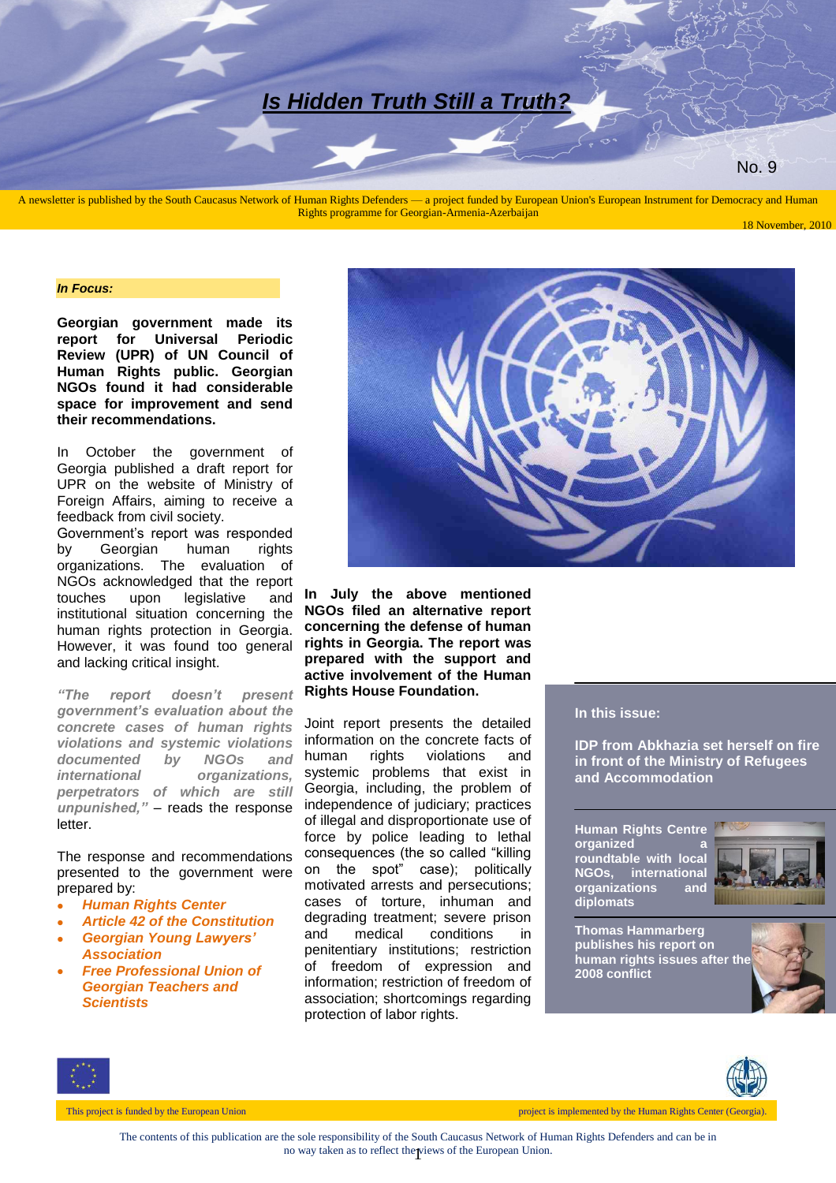# Is Hidden Truth Still a Truth?

No. 9

A newsletter is published by the South Caucasus Network of Human Rights Defenders — a project funded by European Union's European Instrument for Democracy and Human Rights programme for Georgian-Armenia-Azerbaijan

18 November, 2010

***In Focus:***

**Georgian government made its report for Universal Periodic Review (UPR) of UN Council of Human Rights public. Georgian NGOs found it had considerable space for improvement and send their recommendations.**

In October the government of Georgia published a draft report for UPR on the website of Ministry of Foreign Affairs, aiming to receive a feedback from civil society.

Government's report was responded by Georgian human rights organizations. The evaluation of NGOs acknowledged that the report touches upon legislative and institutional situation concerning the human rights protection in Georgia. However, it was found too general and lacking critical insight.

***"The report doesn't present government's evaluation about the concrete cases of human rights violations and systemic violations documented by NGOs and international organizations, perpetrators of which are still unpunished,"*** – reads the response letter.

The response and recommendations presented to the government were prepared by:

- ***Human Rights Center***
- ***Article 42 of the Constitution***
- ***Georgian Young Lawyers' Association***
- ***Free Professional Union of Georgian Teachers and Scientists***

**In July the above mentioned NGOs filed an alternative report concerning the defense of human rights in Georgia. The report was prepared with the support and active involvement of the Human Rights House Foundation.**

Joint report presents the detailed information on the concrete facts of human rights violations and systemic problems that exist in Georgia, including, the problem of independence of judiciary; practices of illegal and disproportionate use of force by police leading to lethal consequences (the so called "killing on the spot" case); politically motivated arrests and persecutions; cases of torture, inhuman and degrading treatment; severe prison and medical conditions in penitentiary institutions; restriction of freedom of expression and information; restriction of freedom of association; shortcomings regarding protection of labor rights.

**In this issue:**

**IDP from Abkhazia set herself on fire in front of the Ministry of Refugees and Accommodation**

**Human Rights Centre organized a roundtable with local NGOs, international organizations and diplomats**

**Thomas Hammarberg publishes his report on human rights issues after the 2008 conflict**

This project is funded by the European Union

project is implemented by the Human Rights Center (Georgia).

The contents of this publication are the sole responsibility of the South Caucasus Network of Human Rights Defenders and can be in no way taken as to reflect the views of the European Union.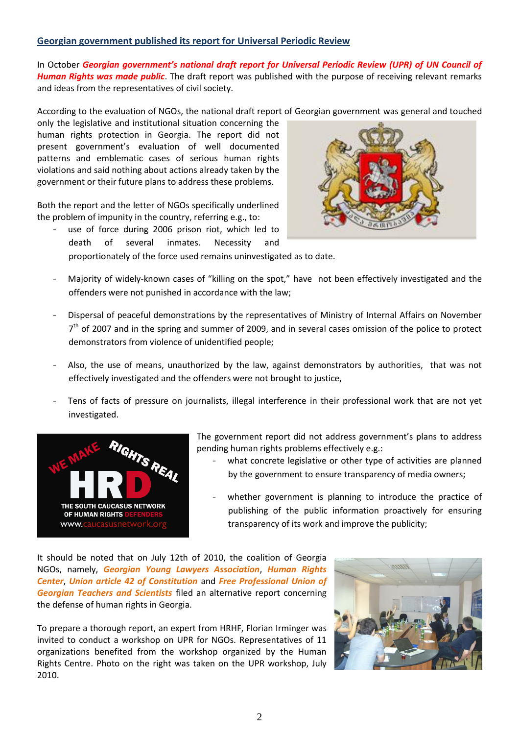## Georgian government published its report for Universal Periodic Review

In October ***Georgian government's national draft report for Universal Periodic Review (UPR) of UN Council of Human Rights was made public***. The draft report was published with the purpose of receiving relevant remarks and ideas from the representatives of civil society.

According to the evaluation of NGOs, the national draft report of Georgian government was general and touched only the legislative and institutional situation concerning the human rights protection in Georgia. The report did not present government's evaluation of well documented patterns and emblematic cases of serious human rights violations and said nothing about actions already taken by the government or their future plans to address these problems.

Both the report and the letter of NGOs specifically underlined the problem of impunity in the country, referring e.g., to:

- use of force during 2006 prison riot, which led to death of several inmates. Necessity and proportionately of the force used remains uninvestigated as to date.
- Majority of widely-known cases of "killing on the spot," have not been effectively investigated and the offenders were not punished in accordance with the law;
- Dispersal of peaceful demonstrations by the representatives of Ministry of Internal Affairs on November 7th of 2007 and in the spring and summer of 2009, and in several cases omission of the police to protect demonstrators from violence of unidentified people;
- Also, the use of means, unauthorized by the law, against demonstrators by authorities, that was not effectively investigated and the offenders were not brought to justice,
- Tens of facts of pressure on journalists, illegal interference in their professional work that are not yet investigated.

The government report did not address government's plans to address pending human rights problems effectively e.g.:

- what concrete legislative or other type of activities are planned by the government to ensure transparency of media owners;
- whether government is planning to introduce the practice of publishing of the public information proactively for ensuring transparency of its work and improve the publicity;

It should be noted that on July 12th of 2010, the coalition of Georgia NGOs, namely, ***Georgian Young Lawyers Association***, ***Human Rights Center***, ***Union article 42 of Constitution*** and ***Free Professional Union of Georgian Teachers and Scientists*** filed an alternative report concerning the defense of human rights in Georgia.

To prepare a thorough report, an expert from HRHF, Florian Irminger was invited to conduct a workshop on UPR for NGOs. Representatives of 11 organizations benefited from the workshop organized by the Human Rights Centre. Photo on the right was taken on the UPR workshop, July 2010.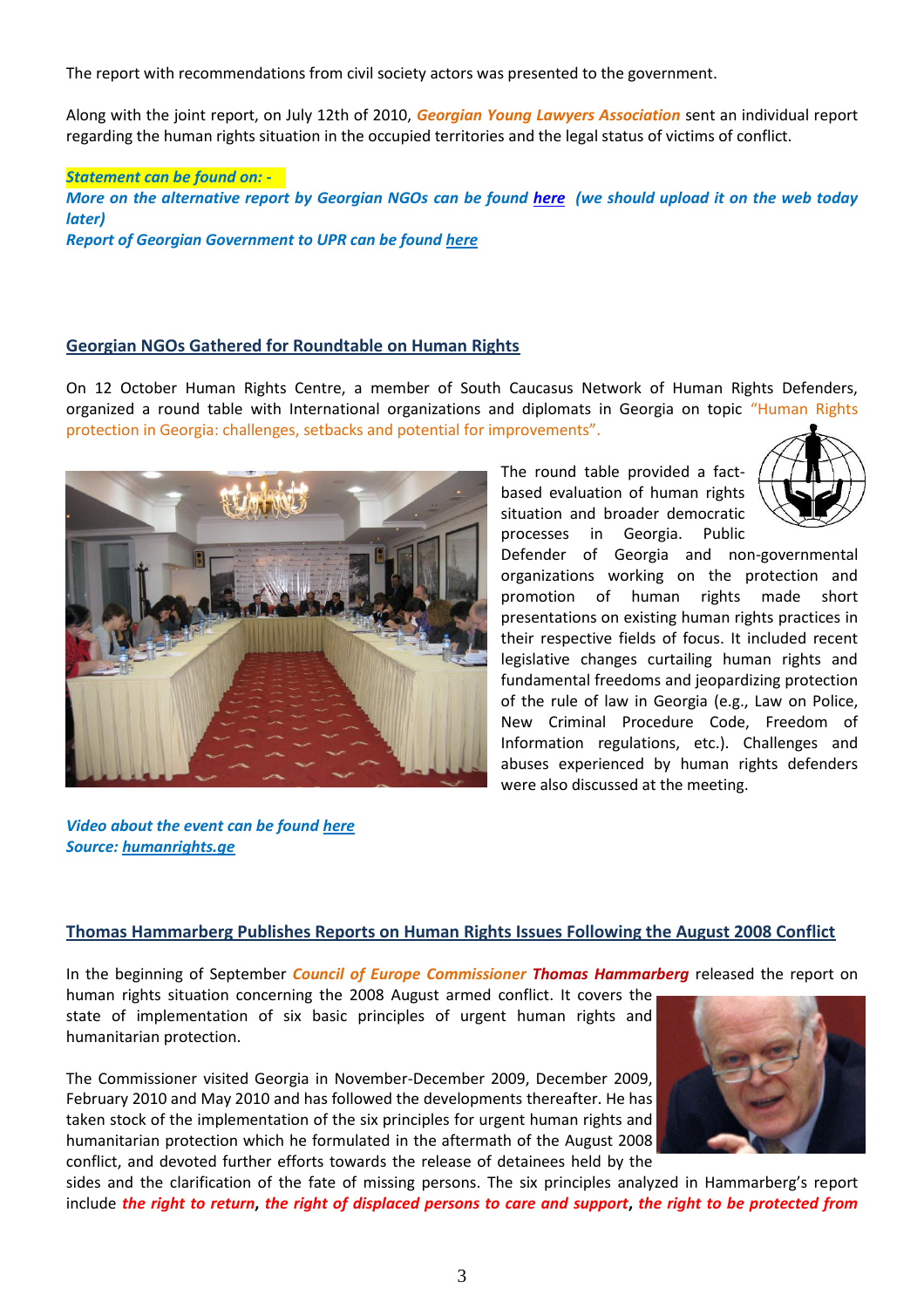The report with recommendations from civil society actors was presented to the government.

Along with the joint report, on July 12th of 2010, ***Georgian Young Lawyers Association*** sent an individual report regarding the human rights situation in the occupied territories and the legal status of victims of conflict.

***Statement can be found on: -***

***More on the alternative report by Georgian NGOs can be found here (we should upload it on the web today later)***

***Report of Georgian Government to UPR can be found here***

## Georgian NGOs Gathered for Roundtable on Human Rights

On 12 October Human Rights Centre, a member of South Caucasus Network of Human Rights Defenders, organized a round table with International organizations and diplomats in Georgia on topic "Human Rights protection in Georgia: challenges, setbacks and potential for improvements".

The round table provided a fact-based evaluation of human rights situation and broader democratic processes in Georgia. Public Defender of Georgia and non-governmental organizations working on the protection and promotion of human rights made short presentations on existing human rights practices in their respective fields of focus. It included recent legislative changes curtailing human rights and fundamental freedoms and jeopardizing protection of the rule of law in Georgia (e.g., Law on Police, New Criminal Procedure Code, Freedom of Information regulations, etc.). Challenges and abuses experienced by human rights defenders were also discussed at the meeting.

***Video about the event can be found here***

***Source: humanrights.ge***

## Thomas Hammarberg Publishes Reports on Human Rights Issues Following the August 2008 Conflict

In the beginning of September ***Council of Europe Commissioner Thomas Hammarberg*** released the report on human rights situation concerning the 2008 August armed conflict. It covers the state of implementation of six basic principles of urgent human rights and humanitarian protection.

The Commissioner visited Georgia in November-December 2009, December 2009, February 2010 and May 2010 and has followed the developments thereafter. He has taken stock of the implementation of the six principles for urgent human rights and humanitarian protection which he formulated in the aftermath of the August 2008 conflict, and devoted further efforts towards the release of detainees held by the sides and the clarification of the fate of missing persons. The six principles analyzed in Hammarberg's report include ***the right to return***, ***the right of displaced persons to care and support***, ***the right to be protected from***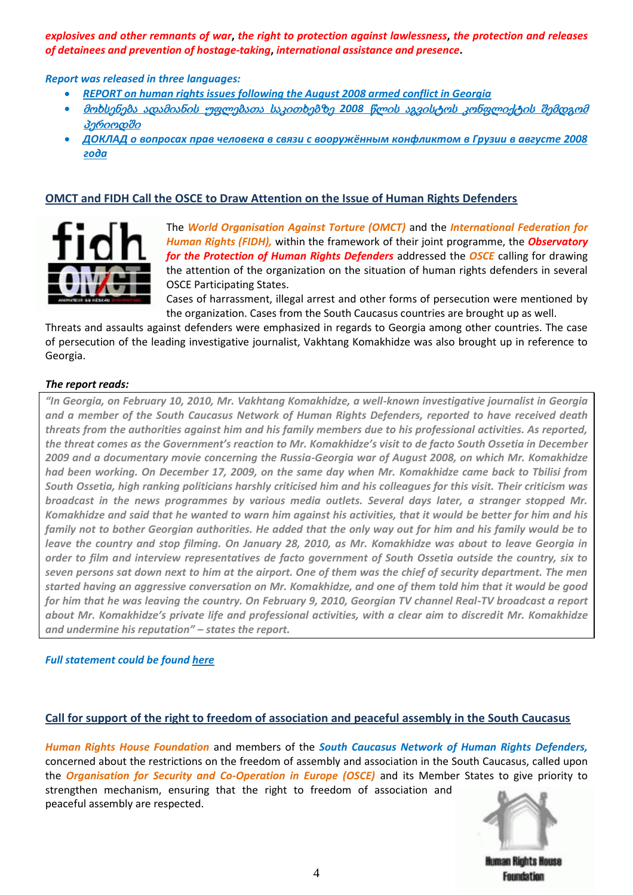***explosives and other remnants of war***, ***the right to protection against lawlessness***, ***the protection and releases of detainees and prevention of hostage-taking***, ***international assistance and presence***.

***Report was released in three languages:***

- ***REPORT on human rights issues following the August 2008 armed conflict in Georgia***
- ***მოხსენება ადამიანის უფლებათა საკითხებზე 2008 წლის აგვისტოს კონფლიქტის შემდგომ პერიოდში***
- ***ДОКЛАД о вопросах прав человека в связи с вооружённым конфликтом в Грузии в августе 2008 года***

## OMCT and FIDH Call the OSCE to Draw Attention on the Issue of Human Rights Defenders

The ***World Organisation Against Torture (OMCT)*** and the ***International Federation for Human Rights (FIDH),*** within the framework of their joint programme, the ***Observatory for the Protection of Human Rights Defenders*** addressed the ***OSCE*** calling for drawing the attention of the organization on the situation of human rights defenders in several OSCE Participating States.

Cases of harrassment, illegal arrest and other forms of persecution were mentioned by the organization. Cases from the South Caucasus countries are brought up as well.

Threats and assaults against defenders were emphasized in regards to Georgia among other countries. The case of persecution of the leading investigative journalist, Vakhtang Komakhidze was also brought up in reference to Georgia.

***The report reads:***

> ***"In Georgia, on February 10, 2010, Mr. Vakhtang Komakhidze, a well-known investigative journalist in Georgia and a member of the South Caucasus Network of Human Rights Defenders, reported to have received death threats from the authorities against him and his family members due to his professional activities. As reported, the threat comes as the Government's reaction to Mr. Komakhidze's visit to de facto South Ossetia in December 2009 and a documentary movie concerning the Russia-Georgia war of August 2008, on which Mr. Komakhidze had been working. On December 17, 2009, on the same day when Mr. Komakhidze came back to Tbilisi from South Ossetia, high ranking politicians harshly criticised him and his colleagues for this visit. Their criticism was broadcast in the news programmes by various media outlets. Several days later, a stranger stopped Mr. Komakhidze and said that he wanted to warn him against his activities, that it would be better for him and his family not to bother Georgian authorities. He added that the only way out for him and his family would be to leave the country and stop filming. On January 28, 2010, as Mr. Komakhidze was about to leave Georgia in order to film and interview representatives de facto government of South Ossetia outside the country, six to seven persons sat down next to him at the airport. One of them was the chief of security department. The men started having an aggressive conversation on Mr. Komakhidze, and one of them told him that it would be good for him that he was leaving the country. On February 9, 2010, Georgian TV channel Real-TV broadcast a report about Mr. Komakhidze's private life and professional activities, with a clear aim to discredit Mr. Komakhidze and undermine his reputation" – states the report.***

***Full statement could be found here***

## Call for support of the right to freedom of association and peaceful assembly in the South Caucasus

***Human Rights House Foundation*** and members of the ***South Caucasus Network of Human Rights Defenders,*** concerned about the restrictions on the freedom of assembly and association in the South Caucasus, called upon the ***Organisation for Security and Co-Operation in Europe (OSCE)*** and its Member States to give priority to strengthen mechanism, ensuring that the right to freedom of association and peaceful assembly are respected.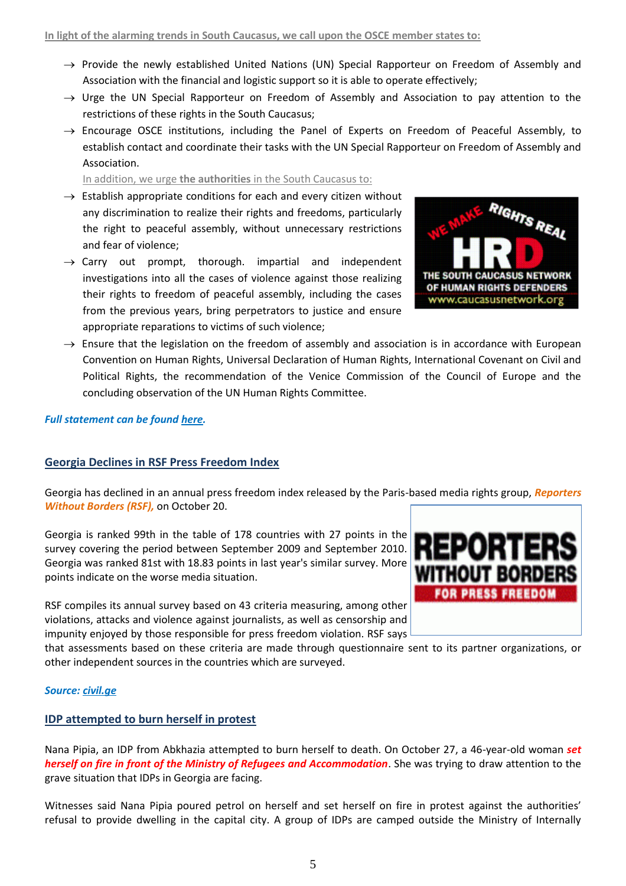In light of the alarming trends in South Caucasus, we call upon the OSCE member states to:

- → Provide the newly established United Nations (UN) Special Rapporteur on Freedom of Assembly and Association with the financial and logistic support so it is able to operate effectively;
- → Urge the UN Special Rapporteur on Freedom of Assembly and Association to pay attention to the restrictions of these rights in the South Caucasus;
- → Encourage OSCE institutions, including the Panel of Experts on Freedom of Peaceful Assembly, to establish contact and coordinate their tasks with the UN Special Rapporteur on Freedom of Assembly and Association.

In addition, we urge **the authorities** in the South Caucasus to:

- → Establish appropriate conditions for each and every citizen without any discrimination to realize their rights and freedoms, particularly the right to peaceful assembly, without unnecessary restrictions and fear of violence;
- → Carry out prompt, thorough. impartial and independent investigations into all the cases of violence against those realizing their rights to freedom of peaceful assembly, including the cases from the previous years, bring perpetrators to justice and ensure appropriate reparations to victims of such violence;
- → Ensure that the legislation on the freedom of assembly and association is in accordance with European Convention on Human Rights, Universal Declaration of Human Rights, International Covenant on Civil and Political Rights, the recommendation of the Venice Commission of the Council of Europe and the concluding observation of the UN Human Rights Committee.

***Full statement can be found here.***

## Georgia Declines in RSF Press Freedom Index

Georgia has declined in an annual press freedom index released by the Paris-based media rights group, ***Reporters Without Borders (RSF),*** on October 20.

Georgia is ranked 99th in the table of 178 countries with 27 points in the survey covering the period between September 2009 and September 2010. Georgia was ranked 81st with 18.83 points in last year's similar survey. More points indicate on the worse media situation.

RSF compiles its annual survey based on 43 criteria measuring, among other violations, attacks and violence against journalists, as well as censorship and impunity enjoyed by those responsible for press freedom violation. RSF says that assessments based on these criteria are made through questionnaire sent to its partner organizations, or other independent sources in the countries which are surveyed.

***Source: civil.ge***

## IDP attempted to burn herself in protest

Nana Pipia, an IDP from Abkhazia attempted to burn herself to death. On October 27, a 46-year-old woman ***set herself on fire in front of the Ministry of Refugees and Accommodation***. She was trying to draw attention to the grave situation that IDPs in Georgia are facing.

Witnesses said Nana Pipia poured petrol on herself and set herself on fire in protest against the authorities' refusal to provide dwelling in the capital city. A group of IDPs are camped outside the Ministry of Internally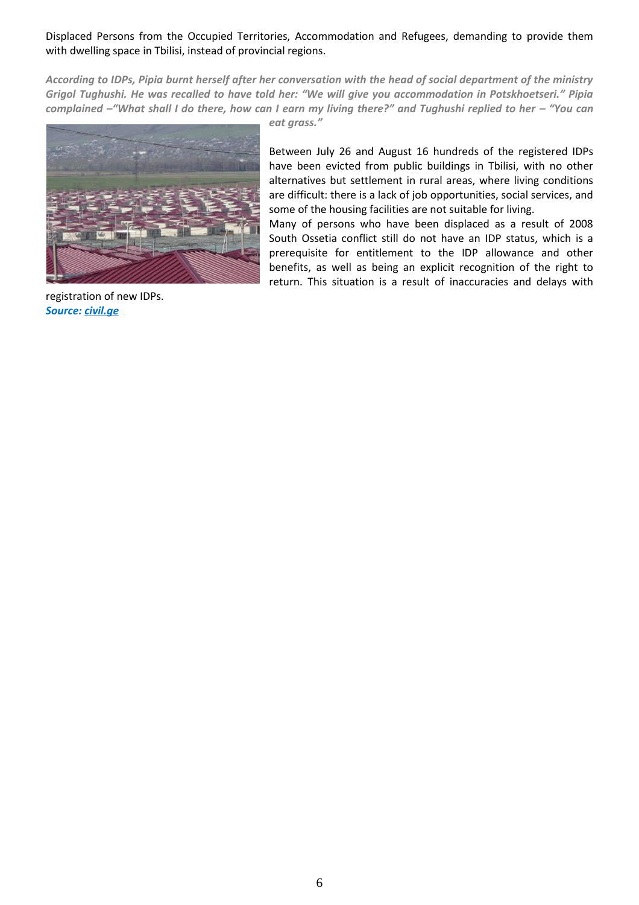Displaced Persons from the Occupied Territories, Accommodation and Refugees, demanding to provide them with dwelling space in Tbilisi, instead of provincial regions.

***According to IDPs, Pipia burnt herself after her conversation with the head of social department of the ministry Grigol Tughushi. He was recalled to have told her: "We will give you accommodation in Potskhoetseri." Pipia complained –"What shall I do there, how can I earn my living there?" and Tughushi replied to her – "You can eat grass."***

Between July 26 and August 16 hundreds of the registered IDPs have been evicted from public buildings in Tbilisi, with no other alternatives but settlement in rural areas, where living conditions are difficult: there is a lack of job opportunities, social services, and some of the housing facilities are not suitable for living.

Many of persons who have been displaced as a result of 2008 South Ossetia conflict still do not have an IDP status, which is a prerequisite for entitlement to the IDP allowance and other benefits, as well as being an explicit recognition of the right to return. This situation is a result of inaccuracies and delays with registration of new IDPs.

***Source: civil.ge***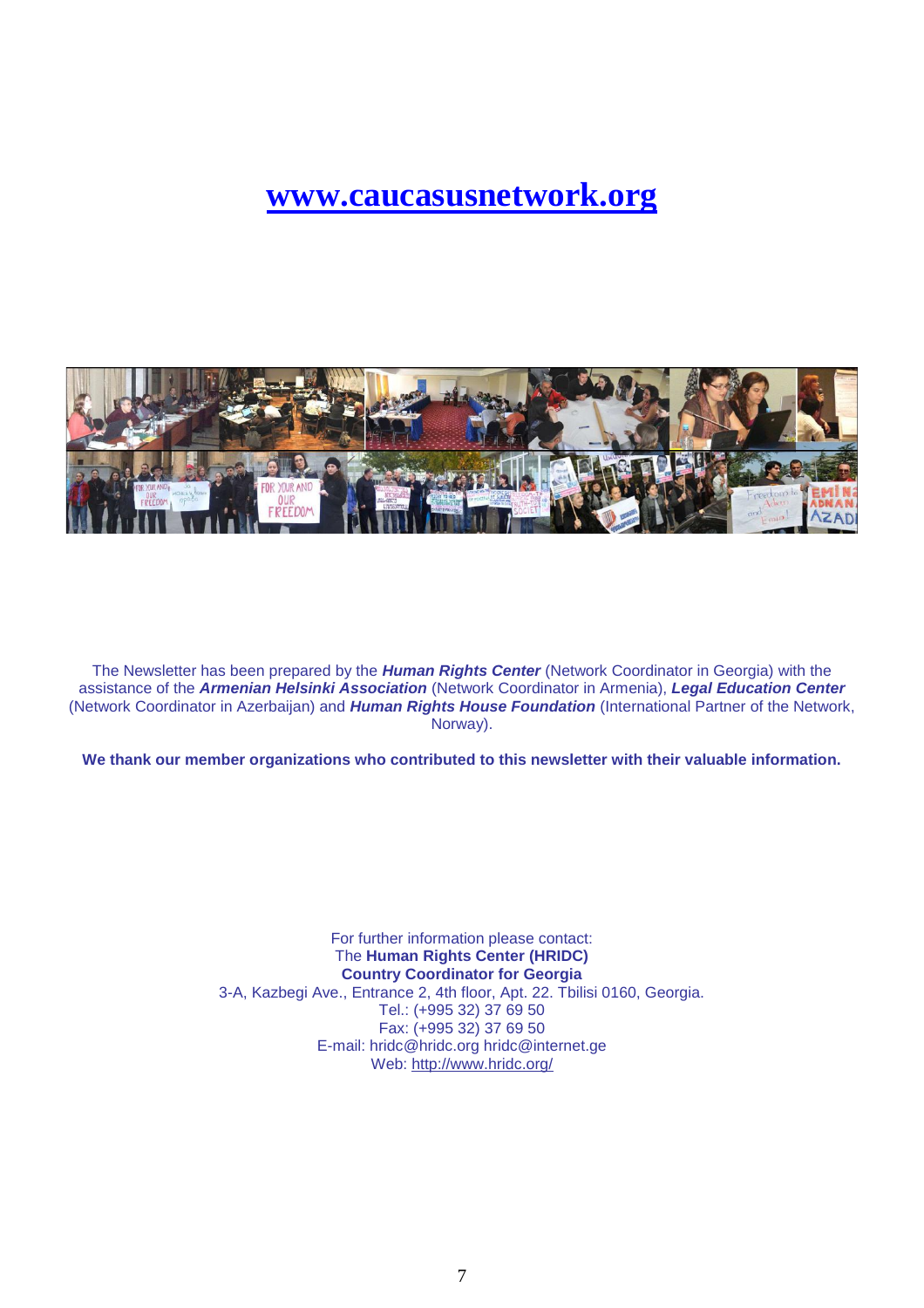# [www.caucasusnetwork.org](http://www.caucasusnetwork.org)

The Newsletter has been prepared by the ***Human Rights Center*** (Network Coordinator in Georgia) with the assistance of the ***Armenian Helsinki Association*** (Network Coordinator in Armenia), ***Legal Education Center*** (Network Coordinator in Azerbaijan) and ***Human Rights House Foundation*** (International Partner of the Network, Norway).

**We thank our member organizations who contributed to this newsletter with their valuable information.**

For further information please contact:
The **Human Rights Center (HRIDC)**
**Country Coordinator for Georgia**
3-A, Kazbegi Ave., Entrance 2, 4th floor, Apt. 22. Tbilisi 0160, Georgia.
Tel.: (+995 32) 37 69 50
Fax: (+995 32) 37 69 50
E-mail: hridc@hridc.org hridc@internet.ge
Web: http://www.hridc.org/